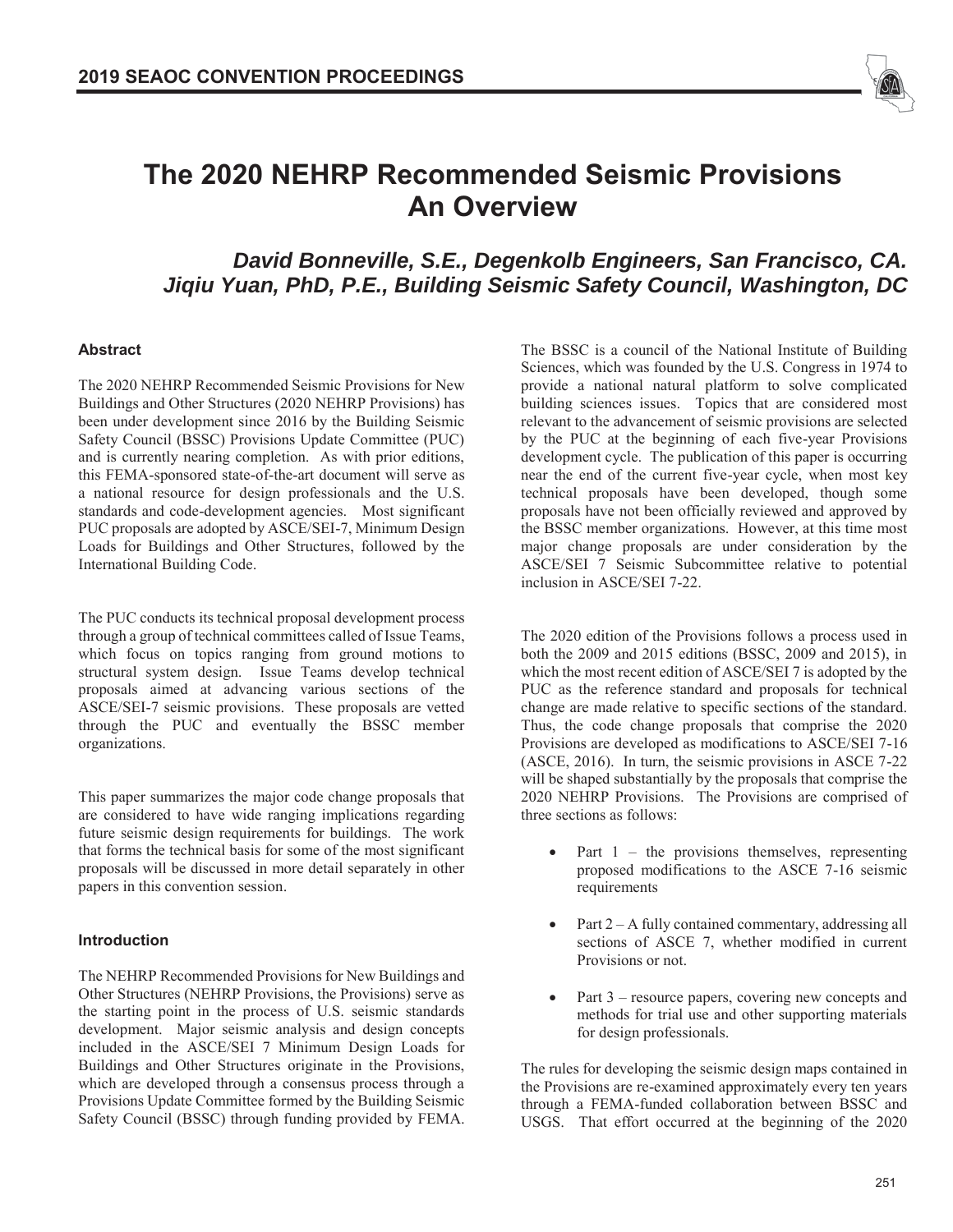# The 2020 NEHRP Recommended Seismic Provisions An Overview

***David Bonneville, S.E., Degenkolb Engineers, San Francisco, CA.***
***Jiqiu Yuan, PhD, P.E., Building Seismic Safety Council, Washington, DC***

## Abstract

The 2020 NEHRP Recommended Seismic Provisions for New Buildings and Other Structures (2020 NEHRP Provisions) has been under development since 2016 by the Building Seismic Safety Council (BSSC) Provisions Update Committee (PUC) and is currently nearing completion. As with prior editions, this FEMA-sponsored state-of-the-art document will serve as a national resource for design professionals and the U.S. standards and code-development agencies. Most significant PUC proposals are adopted by ASCE/SEI-7, Minimum Design Loads for Buildings and Other Structures, followed by the International Building Code.

The PUC conducts its technical proposal development process through a group of technical committees called of Issue Teams, which focus on topics ranging from ground motions to structural system design. Issue Teams develop technical proposals aimed at advancing various sections of the ASCE/SEI-7 seismic provisions. These proposals are vetted through the PUC and eventually the BSSC member organizations.

This paper summarizes the major code change proposals that are considered to have wide ranging implications regarding future seismic design requirements for buildings. The work that forms the technical basis for some of the most significant proposals will be discussed in more detail separately in other papers in this convention session.

## Introduction

The NEHRP Recommended Provisions for New Buildings and Other Structures (NEHRP Provisions, the Provisions) serve as the starting point in the process of U.S. seismic standards development. Major seismic analysis and design concepts included in the ASCE/SEI 7 Minimum Design Loads for Buildings and Other Structures originate in the Provisions, which are developed through a consensus process through a Provisions Update Committee formed by the Building Seismic Safety Council (BSSC) through funding provided by FEMA.

The BSSC is a council of the National Institute of Building Sciences, which was founded by the U.S. Congress in 1974 to provide a national natural platform to solve complicated building sciences issues. Topics that are considered most relevant to the advancement of seismic provisions are selected by the PUC at the beginning of each five-year Provisions development cycle. The publication of this paper is occurring near the end of the current five-year cycle, when most key technical proposals have been developed, though some proposals have not been officially reviewed and approved by the BSSC member organizations. However, at this time most major change proposals are under consideration by the ASCE/SEI 7 Seismic Subcommittee relative to potential inclusion in ASCE/SEI 7-22.

The 2020 edition of the Provisions follows a process used in both the 2009 and 2015 editions (BSSC, 2009 and 2015), in which the most recent edition of ASCE/SEI 7 is adopted by the PUC as the reference standard and proposals for technical change are made relative to specific sections of the standard. Thus, the code change proposals that comprise the 2020 Provisions are developed as modifications to ASCE/SEI 7-16 (ASCE, 2016). In turn, the seismic provisions in ASCE 7-22 will be shaped substantially by the proposals that comprise the 2020 NEHRP Provisions. The Provisions are comprised of three sections as follows:

- Part 1 – the provisions themselves, representing proposed modifications to the ASCE 7-16 seismic requirements
- Part 2 – A fully contained commentary, addressing all sections of ASCE 7, whether modified in current Provisions or not.
- Part 3 – resource papers, covering new concepts and methods for trial use and other supporting materials for design professionals.

The rules for developing the seismic design maps contained in the Provisions are re-examined approximately every ten years through a FEMA-funded collaboration between BSSC and USGS. That effort occurred at the beginning of the 2020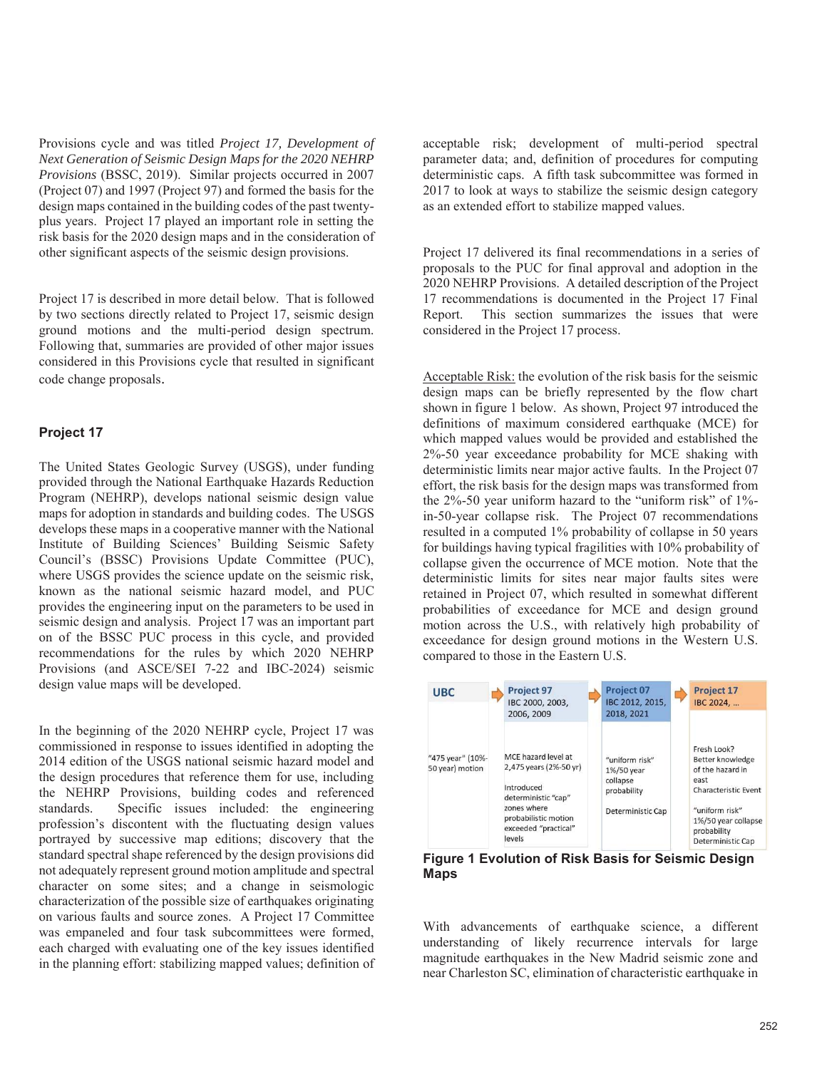Provisions cycle and was titled *Project 17, Development of Next Generation of Seismic Design Maps for the 2020 NEHRP Provisions* (BSSC, 2019). Similar projects occurred in 2007 (Project 07) and 1997 (Project 97) and formed the basis for the design maps contained in the building codes of the past twenty-plus years. Project 17 played an important role in setting the risk basis for the 2020 design maps and in the consideration of other significant aspects of the seismic design provisions.

Project 17 is described in more detail below. That is followed by two sections directly related to Project 17, seismic design ground motions and the multi-period design spectrum. Following that, summaries are provided of other major issues considered in this Provisions cycle that resulted in significant code change proposals.

### Project 17

The United States Geologic Survey (USGS), under funding provided through the National Earthquake Hazards Reduction Program (NEHRP), develops national seismic design value maps for adoption in standards and building codes. The USGS develops these maps in a cooperative manner with the National Institute of Building Sciences' Building Seismic Safety Council's (BSSC) Provisions Update Committee (PUC), where USGS provides the science update on the seismic risk, known as the national seismic hazard model, and PUC provides the engineering input on the parameters to be used in seismic design and analysis. Project 17 was an important part on of the BSSC PUC process in this cycle, and provided recommendations for the rules by which 2020 NEHRP Provisions (and ASCE/SEI 7-22 and IBC-2024) seismic design value maps will be developed.

In the beginning of the 2020 NEHRP cycle, Project 17 was commissioned in response to issues identified in adopting the 2014 edition of the USGS national seismic hazard model and the design procedures that reference them for use, including the NEHRP Provisions, building codes and referenced standards. Specific issues included: the engineering profession's discontent with the fluctuating design values portrayed by successive map editions; discovery that the standard spectral shape referenced by the design provisions did not adequately represent ground motion amplitude and spectral character on some sites; and a change in seismologic characterization of the possible size of earthquakes originating on various faults and source zones. A Project 17 Committee was empaneled and four task subcommittees were formed, each charged with evaluating one of the key issues identified in the planning effort: stabilizing mapped values; definition of acceptable risk; development of multi-period spectral parameter data; and, definition of procedures for computing deterministic caps. A fifth task subcommittee was formed in 2017 to look at ways to stabilize the seismic design category as an extended effort to stabilize mapped values.

Project 17 delivered its final recommendations in a series of proposals to the PUC for final approval and adoption in the 2020 NEHRP Provisions. A detailed description of the Project 17 recommendations is documented in the Project 17 Final Report. This section summarizes the issues that were considered in the Project 17 process.

Acceptable Risk: the evolution of the risk basis for the seismic design maps can be briefly represented by the flow chart shown in figure 1 below. As shown, Project 97 introduced the definitions of maximum considered earthquake (MCE) for which mapped values would be provided and established the 2%-50 year exceedance probability for MCE shaking with deterministic limits near major active faults. In the Project 07 effort, the risk basis for the design maps was transformed from the 2%-50 year uniform hazard to the "uniform risk" of 1%-in-50-year collapse risk. The Project 07 recommendations resulted in a computed 1% probability of collapse in 50 years for buildings having typical fragilities with 10% probability of collapse given the occurrence of MCE motion. Note that the deterministic limits for sites near major faults sites were retained in Project 07, which resulted in somewhat different probabilities of exceedance for MCE and design ground motion across the U.S., with relatively high probability of exceedance for design ground motions in the Western U.S. compared to those in the Eastern U.S.

| UBC | Project 97 IBC 2000, 2003, 2006, 2009 | Project 07 IBC 2012, 2015, 2018, 2021 | Project 17 IBC 2024, … |
|---|---|---|---|
| "475 year" (10%-50 year) motion | MCE hazard level at 2,475 years (2%-50 yr)<br><br>Introduced deterministic "cap" zones where probabilistic motion exceeded "practical" levels | "uniform risk" 1%/50 year collapse probability<br><br>Deterministic Cap | Fresh Look? Better knowledge of the hazard in east Characteristic Event<br><br>"uniform risk" 1%/50 year collapse probability Deterministic Cap |

**Figure 1 Evolution of Risk Basis for Seismic Design Maps**

With advancements of earthquake science, a different understanding of likely recurrence intervals for large magnitude earthquakes in the New Madrid seismic zone and near Charleston SC, elimination of characteristic earthquake in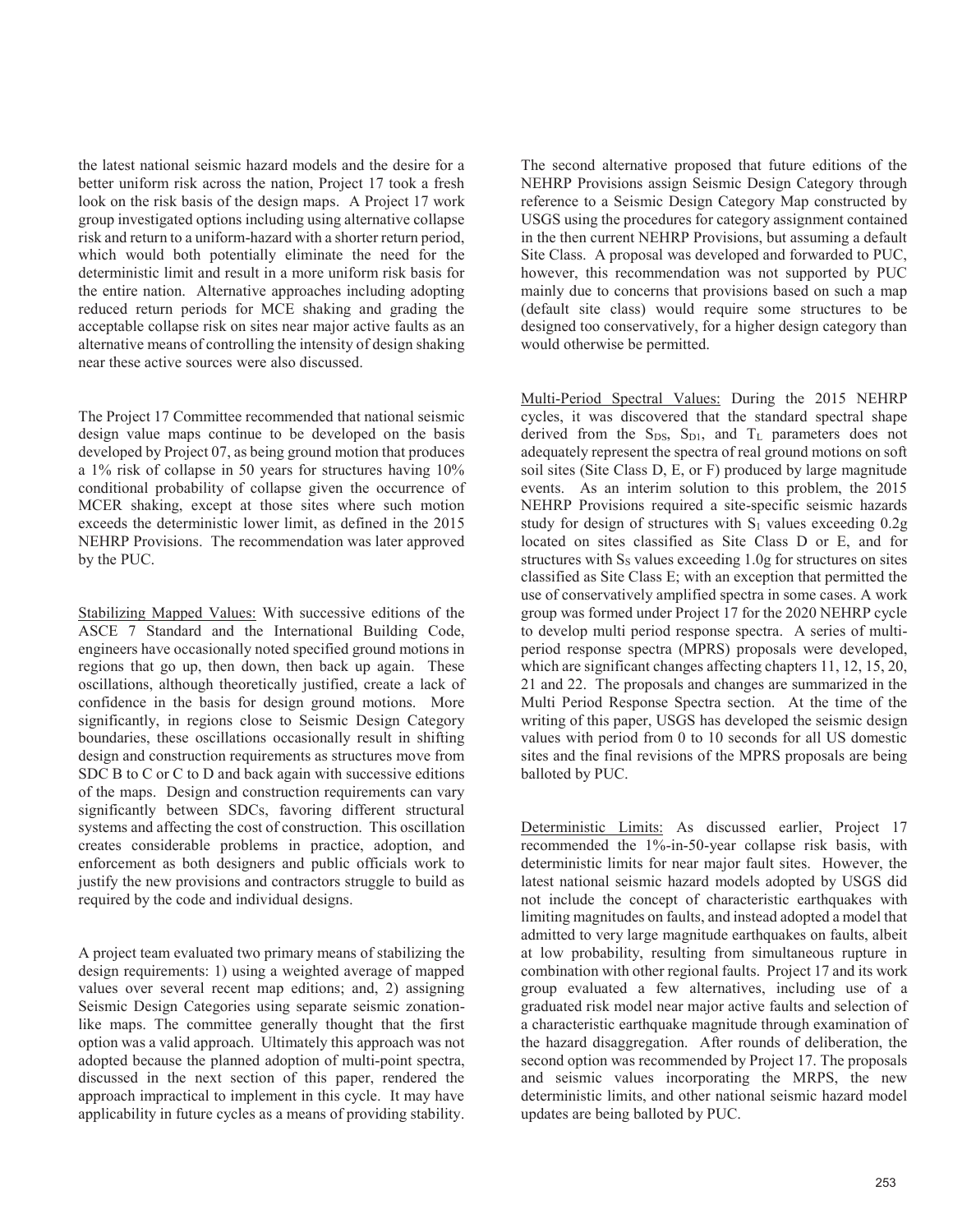the latest national seismic hazard models and the desire for a better uniform risk across the nation, Project 17 took a fresh look on the risk basis of the design maps. A Project 17 work group investigated options including using alternative collapse risk and return to a uniform-hazard with a shorter return period, which would both potentially eliminate the need for the deterministic limit and result in a more uniform risk basis for the entire nation. Alternative approaches including adopting reduced return periods for MCE shaking and grading the acceptable collapse risk on sites near major active faults as an alternative means of controlling the intensity of design shaking near these active sources were also discussed.

The Project 17 Committee recommended that national seismic design value maps continue to be developed on the basis developed by Project 07, as being ground motion that produces a 1% risk of collapse in 50 years for structures having 10% conditional probability of collapse given the occurrence of MCER shaking, except at those sites where such motion exceeds the deterministic lower limit, as defined in the 2015 NEHRP Provisions. The recommendation was later approved by the PUC.

Stabilizing Mapped Values: With successive editions of the ASCE 7 Standard and the International Building Code, engineers have occasionally noted specified ground motions in regions that go up, then down, then back up again. These oscillations, although theoretically justified, create a lack of confidence in the basis for design ground motions. More significantly, in regions close to Seismic Design Category boundaries, these oscillations occasionally result in shifting design and construction requirements as structures move from SDC B to C or C to D and back again with successive editions of the maps. Design and construction requirements can vary significantly between SDCs, favoring different structural systems and affecting the cost of construction. This oscillation creates considerable problems in practice, adoption, and enforcement as both designers and public officials work to justify the new provisions and contractors struggle to build as required by the code and individual designs.

A project team evaluated two primary means of stabilizing the design requirements: 1) using a weighted average of mapped values over several recent map editions; and, 2) assigning Seismic Design Categories using separate seismic zonation-like maps. The committee generally thought that the first option was a valid approach. Ultimately this approach was not adopted because the planned adoption of multi-point spectra, discussed in the next section of this paper, rendered the approach impractical to implement in this cycle. It may have applicability in future cycles as a means of providing stability.

The second alternative proposed that future editions of the NEHRP Provisions assign Seismic Design Category through reference to a Seismic Design Category Map constructed by USGS using the procedures for category assignment contained in the then current NEHRP Provisions, but assuming a default Site Class. A proposal was developed and forwarded to PUC, however, this recommendation was not supported by PUC mainly due to concerns that provisions based on such a map (default site class) would require some structures to be designed too conservatively, for a higher design category than would otherwise be permitted.

Multi-Period Spectral Values: During the 2015 NEHRP cycles, it was discovered that the standard spectral shape derived from the $S_{DS}$, $S_{D1}$, and $T_L$ parameters does not adequately represent the spectra of real ground motions on soft soil sites (Site Class D, E, or F) produced by large magnitude events. As an interim solution to this problem, the 2015 NEHRP Provisions required a site-specific seismic hazards study for design of structures with $S_1$ values exceeding 0.2g located on sites classified as Site Class D or E, and for structures with $S_S$ values exceeding 1.0g for structures on sites classified as Site Class E; with an exception that permitted the use of conservatively amplified spectra in some cases. A work group was formed under Project 17 for the 2020 NEHRP cycle to develop multi period response spectra. A series of multi-period response spectra (MPRS) proposals were developed, which are significant changes affecting chapters 11, 12, 15, 20, 21 and 22. The proposals and changes are summarized in the Multi Period Response Spectra section. At the time of the writing of this paper, USGS has developed the seismic design values with period from 0 to 10 seconds for all US domestic sites and the final revisions of the MPRS proposals are being balloted by PUC.

Deterministic Limits: As discussed earlier, Project 17 recommended the 1%-in-50-year collapse risk basis, with deterministic limits for near major fault sites. However, the latest national seismic hazard models adopted by USGS did not include the concept of characteristic earthquakes with limiting magnitudes on faults, and instead adopted a model that admitted to very large magnitude earthquakes on faults, albeit at low probability, resulting from simultaneous rupture in combination with other regional faults. Project 17 and its work group evaluated a few alternatives, including use of a graduated risk model near major active faults and selection of a characteristic earthquake magnitude through examination of the hazard disaggregation. After rounds of deliberation, the second option was recommended by Project 17. The proposals and seismic values incorporating the MRPS, the new deterministic limits, and other national seismic hazard model updates are being balloted by PUC.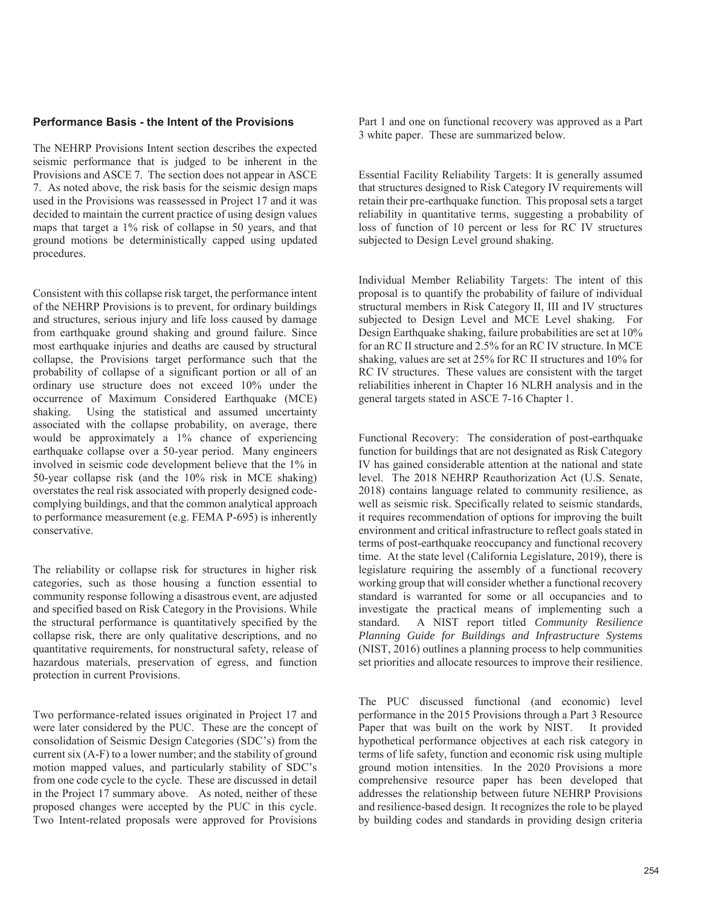### Performance Basis - the Intent of the Provisions

The NEHRP Provisions Intent section describes the expected seismic performance that is judged to be inherent in the Provisions and ASCE 7. The section does not appear in ASCE 7. As noted above, the risk basis for the seismic design maps used in the Provisions was reassessed in Project 17 and it was decided to maintain the current practice of using design values maps that target a 1% risk of collapse in 50 years, and that ground motions be deterministically capped using updated procedures.

Consistent with this collapse risk target, the performance intent of the NEHRP Provisions is to prevent, for ordinary buildings and structures, serious injury and life loss caused by damage from earthquake ground shaking and ground failure. Since most earthquake injuries and deaths are caused by structural collapse, the Provisions target performance such that the probability of collapse of a significant portion or all of an ordinary use structure does not exceed 10% under the occurrence of Maximum Considered Earthquake (MCE) shaking. Using the statistical and assumed uncertainty associated with the collapse probability, on average, there would be approximately a 1% chance of experiencing earthquake collapse over a 50-year period. Many engineers involved in seismic code development believe that the 1% in 50-year collapse risk (and the 10% risk in MCE shaking) overstates the real risk associated with properly designed code-complying buildings, and that the common analytical approach to performance measurement (e.g. FEMA P-695) is inherently conservative.

The reliability or collapse risk for structures in higher risk categories, such as those housing a function essential to community response following a disastrous event, are adjusted and specified based on Risk Category in the Provisions. While the structural performance is quantitatively specified by the collapse risk, there are only qualitative descriptions, and no quantitative requirements, for nonstructural safety, release of hazardous materials, preservation of egress, and function protection in current Provisions.

Two performance-related issues originated in Project 17 and were later considered by the PUC. These are the concept of consolidation of Seismic Design Categories (SDC's) from the current six (A-F) to a lower number; and the stability of ground motion mapped values, and particularly stability of SDC's from one code cycle to the cycle. These are discussed in detail in the Project 17 summary above. As noted, neither of these proposed changes were accepted by the PUC in this cycle. Two Intent-related proposals were approved for Provisions Part 1 and one on functional recovery was approved as a Part 3 white paper. These are summarized below.

Essential Facility Reliability Targets: It is generally assumed that structures designed to Risk Category IV requirements will retain their pre-earthquake function. This proposal sets a target reliability in quantitative terms, suggesting a probability of loss of function of 10 percent or less for RC IV structures subjected to Design Level ground shaking.

Individual Member Reliability Targets: The intent of this proposal is to quantify the probability of failure of individual structural members in Risk Category II, III and IV structures subjected to Design Level and MCE Level shaking. For Design Earthquake shaking, failure probabilities are set at 10% for an RC II structure and 2.5% for an RC IV structure. In MCE shaking, values are set at 25% for RC II structures and 10% for RC IV structures. These values are consistent with the target reliabilities inherent in Chapter 16 NLRH analysis and in the general targets stated in ASCE 7-16 Chapter 1.

Functional Recovery: The consideration of post-earthquake function for buildings that are not designated as Risk Category IV has gained considerable attention at the national and state level. The 2018 NEHRP Reauthorization Act (U.S. Senate, 2018) contains language related to community resilience, as well as seismic risk. Specifically related to seismic standards, it requires recommendation of options for improving the built environment and critical infrastructure to reflect goals stated in terms of post-earthquake reoccupancy and functional recovery time. At the state level (California Legislature, 2019), there is legislature requiring the assembly of a functional recovery working group that will consider whether a functional recovery standard is warranted for some or all occupancies and to investigate the practical means of implementing such a standard. A NIST report titled *Community Resilience Planning Guide for Buildings and Infrastructure Systems* (NIST, 2016) outlines a planning process to help communities set priorities and allocate resources to improve their resilience.

The PUC discussed functional (and economic) level performance in the 2015 Provisions through a Part 3 Resource Paper that was built on the work by NIST. It provided hypothetical performance objectives at each risk category in terms of life safety, function and economic risk using multiple ground motion intensities. In the 2020 Provisions a more comprehensive resource paper has been developed that addresses the relationship between future NEHRP Provisions and resilience-based design. It recognizes the role to be played by building codes and standards in providing design criteria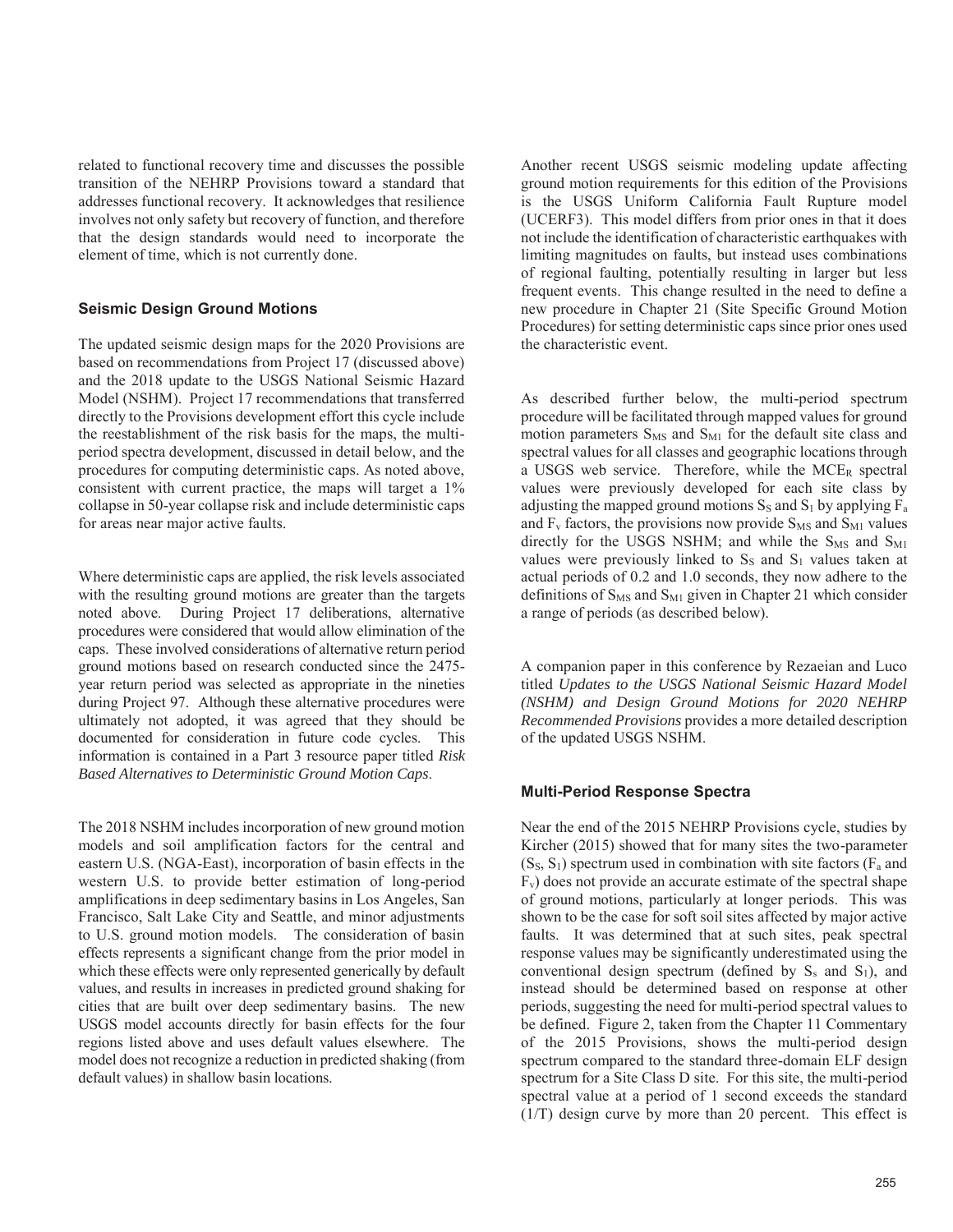related to functional recovery time and discusses the possible transition of the NEHRP Provisions toward a standard that addresses functional recovery. It acknowledges that resilience involves not only safety but recovery of function, and therefore that the design standards would need to incorporate the element of time, which is not currently done.

### Seismic Design Ground Motions

The updated seismic design maps for the 2020 Provisions are based on recommendations from Project 17 (discussed above) and the 2018 update to the USGS National Seismic Hazard Model (NSHM). Project 17 recommendations that transferred directly to the Provisions development effort this cycle include the reestablishment of the risk basis for the maps, the multi-period spectra development, discussed in detail below, and the procedures for computing deterministic caps. As noted above, consistent with current practice, the maps will target a 1% collapse in 50-year collapse risk and include deterministic caps for areas near major active faults.

Where deterministic caps are applied, the risk levels associated with the resulting ground motions are greater than the targets noted above. During Project 17 deliberations, alternative procedures were considered that would allow elimination of the caps. These involved considerations of alternative return period ground motions based on research conducted since the 2475-year return period was selected as appropriate in the nineties during Project 97. Although these alternative procedures were ultimately not adopted, it was agreed that they should be documented for consideration in future code cycles. This information is contained in a Part 3 resource paper titled *Risk Based Alternatives to Deterministic Ground Motion Caps*.

The 2018 NSHM includes incorporation of new ground motion models and soil amplification factors for the central and eastern U.S. (NGA-East), incorporation of basin effects in the western U.S. to provide better estimation of long-period amplifications in deep sedimentary basins in Los Angeles, San Francisco, Salt Lake City and Seattle, and minor adjustments to U.S. ground motion models. The consideration of basin effects represents a significant change from the prior model in which these effects were only represented generically by default values, and results in increases in predicted ground shaking for cities that are built over deep sedimentary basins. The new USGS model accounts directly for basin effects for the four regions listed above and uses default values elsewhere. The model does not recognize a reduction in predicted shaking (from default values) in shallow basin locations.

Another recent USGS seismic modeling update affecting ground motion requirements for this edition of the Provisions is the USGS Uniform California Fault Rupture model (UCERF3). This model differs from prior ones in that it does not include the identification of characteristic earthquakes with limiting magnitudes on faults, but instead uses combinations of regional faulting, potentially resulting in larger but less frequent events. This change resulted in the need to define a new procedure in Chapter 21 (Site Specific Ground Motion Procedures) for setting deterministic caps since prior ones used the characteristic event.

As described further below, the multi-period spectrum procedure will be facilitated through mapped values for ground motion parameters $S_{MS}$ and $S_{M1}$ for the default site class and spectral values for all classes and geographic locations through a USGS web service. Therefore, while the $MCE_R$ spectral values were previously developed for each site class by adjusting the mapped ground motions $S_S$ and $S_1$ by applying $F_a$ and $F_v$ factors, the provisions now provide $S_{MS}$ and $S_{M1}$ values directly for the USGS NSHM; and while the $S_{MS}$ and $S_{M1}$ values were previously linked to $S_S$ and $S_1$ values taken at actual periods of 0.2 and 1.0 seconds, they now adhere to the definitions of $S_{MS}$ and $S_{M1}$ given in Chapter 21 which consider a range of periods (as described below).

A companion paper in this conference by Rezaeian and Luco titled *Updates to the USGS National Seismic Hazard Model (NSHM) and Design Ground Motions for 2020 NEHRP Recommended Provisions* provides a more detailed description of the updated USGS NSHM.

### Multi-Period Response Spectra

Near the end of the 2015 NEHRP Provisions cycle, studies by Kircher (2015) showed that for many sites the two-parameter ($S_S$, $S_1$) spectrum used in combination with site factors ($F_a$ and $F_v$) does not provide an accurate estimate of the spectral shape of ground motions, particularly at longer periods. This was shown to be the case for soft soil sites affected by major active faults. It was determined that at such sites, peak spectral response values may be significantly underestimated using the conventional design spectrum (defined by $S_s$ and $S_1$), and instead should be determined based on response at other periods, suggesting the need for multi-period spectral values to be defined. Figure 2, taken from the Chapter 11 Commentary of the 2015 Provisions, shows the multi-period design spectrum compared to the standard three-domain ELF design spectrum for a Site Class D site. For this site, the multi-period spectral value at a period of 1 second exceeds the standard (1/T) design curve by more than 20 percent. This effect is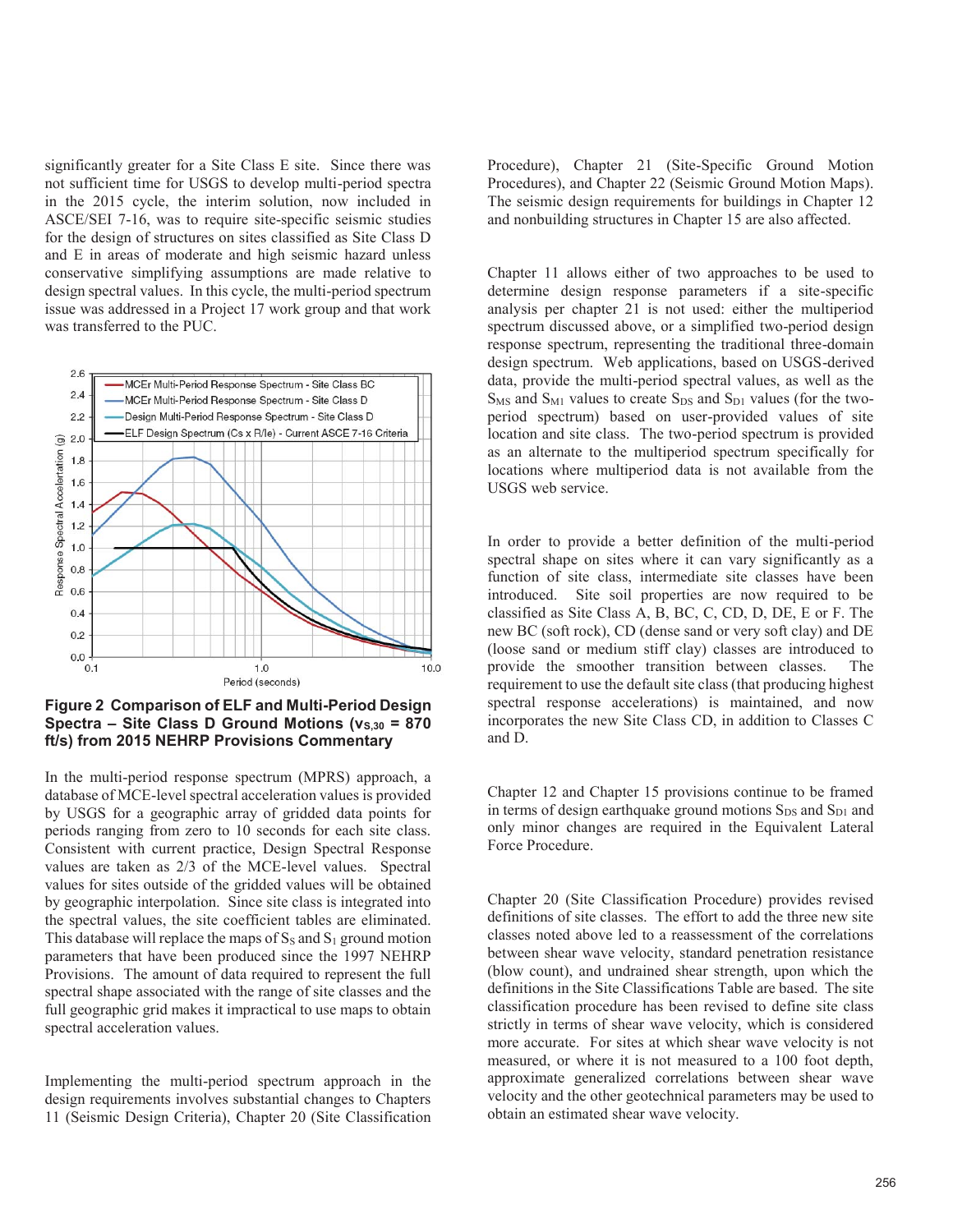significantly greater for a Site Class E site. Since there was not sufficient time for USGS to develop multi-period spectra in the 2015 cycle, the interim solution, now included in ASCE/SEI 7-16, was to require site-specific seismic studies for the design of structures on sites classified as Site Class D and E in areas of moderate and high seismic hazard unless conservative simplifying assumptions are made relative to design spectral values. In this cycle, the multi-period spectrum issue was addressed in a Project 17 work group and that work was transferred to the PUC.

**Figure 2 Comparison of ELF and Multi-Period Design Spectra – Site Class D Ground Motions ($v_{S,30}$ = 870 ft/s) from 2015 NEHRP Provisions Commentary**

In the multi-period response spectrum (MPRS) approach, a database of MCE-level spectral acceleration values is provided by USGS for a geographic array of gridded data points for periods ranging from zero to 10 seconds for each site class. Consistent with current practice, Design Spectral Response values are taken as 2/3 of the MCE-level values. Spectral values for sites outside of the gridded values will be obtained by geographic interpolation. Since site class is integrated into the spectral values, the site coefficient tables are eliminated. This database will replace the maps of $S_S$ and $S_1$ ground motion parameters that have been produced since the 1997 NEHRP Provisions. The amount of data required to represent the full spectral shape associated with the range of site classes and the full geographic grid makes it impractical to use maps to obtain spectral acceleration values.

Implementing the multi-period spectrum approach in the design requirements involves substantial changes to Chapters 11 (Seismic Design Criteria), Chapter 20 (Site Classification Procedure), Chapter 21 (Site-Specific Ground Motion Procedures), and Chapter 22 (Seismic Ground Motion Maps). The seismic design requirements for buildings in Chapter 12 and nonbuilding structures in Chapter 15 are also affected.

Chapter 11 allows either of two approaches to be used to determine design response parameters if a site-specific analysis per chapter 21 is not used: either the multiperiod spectrum discussed above, or a simplified two-period design response spectrum, representing the traditional three-domain design spectrum. Web applications, based on USGS-derived data, provide the multi-period spectral values, as well as the $S_{MS}$ and $S_{M1}$ values to create $S_{DS}$ and $S_{D1}$ values (for the two-period spectrum) based on user-provided values of site location and site class. The two-period spectrum is provided as an alternate to the multiperiod spectrum specifically for locations where multiperiod data is not available from the USGS web service.

In order to provide a better definition of the multi-period spectral shape on sites where it can vary significantly as a function of site class, intermediate site classes have been introduced. Site soil properties are now required to be classified as Site Class A, B, BC, C, CD, D, DE, E or F. The new BC (soft rock), CD (dense sand or very soft clay) and DE (loose sand or medium stiff clay) classes are introduced to provide the smoother transition between classes. The requirement to use the default site class (that producing highest spectral response accelerations) is maintained, and now incorporates the new Site Class CD, in addition to Classes C and D.

Chapter 12 and Chapter 15 provisions continue to be framed in terms of design earthquake ground motions $S_{DS}$ and $S_{D1}$ and only minor changes are required in the Equivalent Lateral Force Procedure.

Chapter 20 (Site Classification Procedure) provides revised definitions of site classes. The effort to add the three new site classes noted above led to a reassessment of the correlations between shear wave velocity, standard penetration resistance (blow count), and undrained shear strength, upon which the definitions in the Site Classifications Table are based. The site classification procedure has been revised to define site class strictly in terms of shear wave velocity, which is considered more accurate. For sites at which shear wave velocity is not measured, or where it is not measured to a 100 foot depth, approximate generalized correlations between shear wave velocity and the other geotechnical parameters may be used to obtain an estimated shear wave velocity.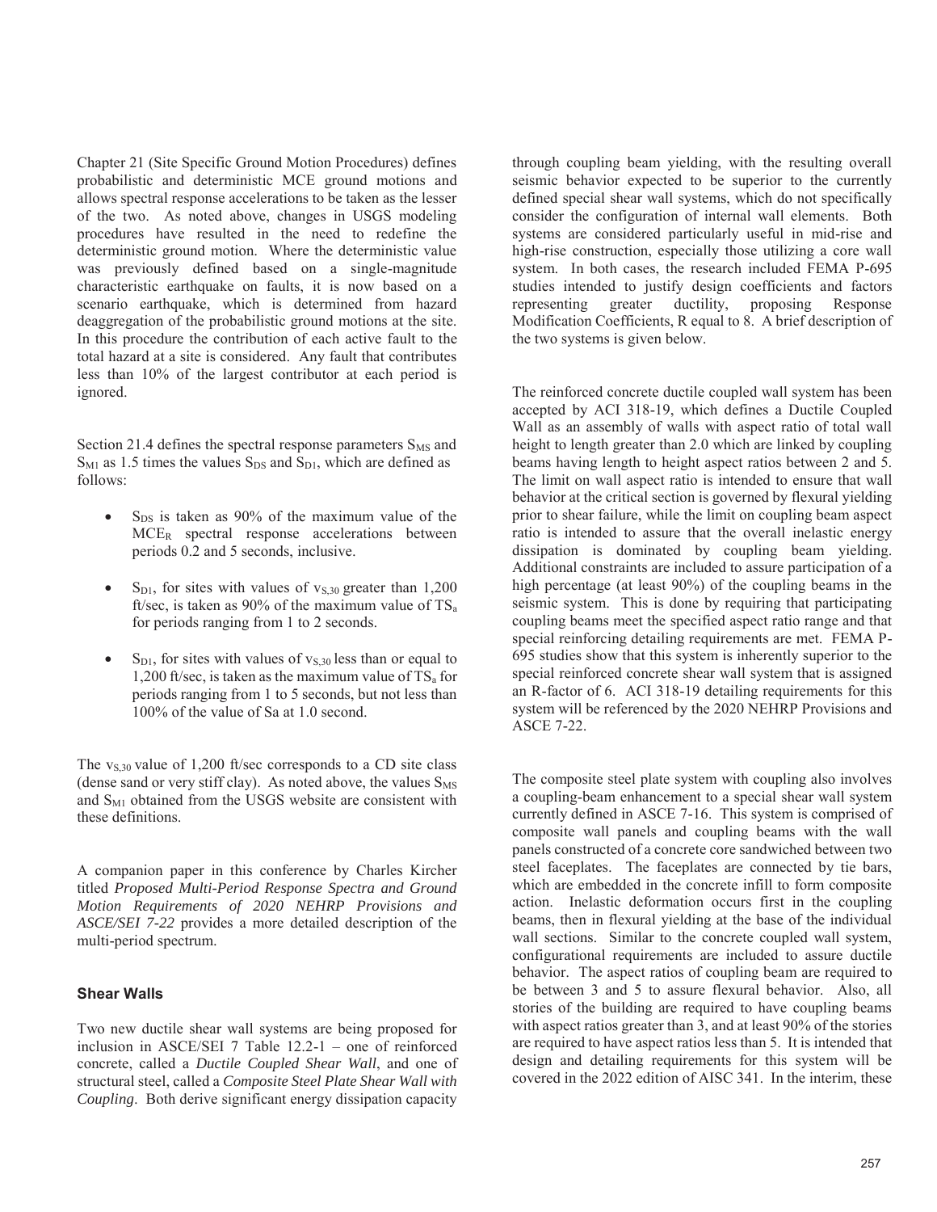Chapter 21 (Site Specific Ground Motion Procedures) defines probabilistic and deterministic MCE ground motions and allows spectral response accelerations to be taken as the lesser of the two. As noted above, changes in USGS modeling procedures have resulted in the need to redefine the deterministic ground motion. Where the deterministic value was previously defined based on a single-magnitude characteristic earthquake on faults, it is now based on a scenario earthquake, which is determined from hazard deaggregation of the probabilistic ground motions at the site. In this procedure the contribution of each active fault to the total hazard at a site is considered. Any fault that contributes less than 10% of the largest contributor at each period is ignored.

Section 21.4 defines the spectral response parameters $S_{MS}$ and $S_{M1}$ as 1.5 times the values $S_{DS}$ and $S_{D1}$, which are defined as follows:

- $S_{DS}$ is taken as 90% of the maximum value of the $MCE_R$ spectral response accelerations between periods 0.2 and 5 seconds, inclusive.
- $S_{D1}$, for sites with values of $v_{S,30}$ greater than 1,200 ft/sec, is taken as 90% of the maximum value of $TS_a$ for periods ranging from 1 to 2 seconds.
- $S_{D1}$, for sites with values of $v_{S,30}$ less than or equal to 1,200 ft/sec, is taken as the maximum value of $TS_a$ for periods ranging from 1 to 5 seconds, but not less than 100% of the value of Sa at 1.0 second.

The $v_{S,30}$ value of 1,200 ft/sec corresponds to a CD site class (dense sand or very stiff clay). As noted above, the values $S_{MS}$ and $S_{M1}$ obtained from the USGS website are consistent with these definitions.

A companion paper in this conference by Charles Kircher titled *Proposed Multi-Period Response Spectra and Ground Motion Requirements of 2020 NEHRP Provisions and ASCE/SEI 7-22* provides a more detailed description of the multi-period spectrum.

### Shear Walls

Two new ductile shear wall systems are being proposed for inclusion in ASCE/SEI 7 Table 12.2-1 – one of reinforced concrete, called a *Ductile Coupled Shear Wall*, and one of structural steel, called a *Composite Steel Plate Shear Wall with Coupling*. Both derive significant energy dissipation capacity through coupling beam yielding, with the resulting overall seismic behavior expected to be superior to the currently defined special shear wall systems, which do not specifically consider the configuration of internal wall elements. Both systems are considered particularly useful in mid-rise and high-rise construction, especially those utilizing a core wall system. In both cases, the research included FEMA P-695 studies intended to justify design coefficients and factors representing greater ductility, proposing Response Modification Coefficients, R equal to 8. A brief description of the two systems is given below.

The reinforced concrete ductile coupled wall system has been accepted by ACI 318-19, which defines a Ductile Coupled Wall as an assembly of walls with aspect ratio of total wall height to length greater than 2.0 which are linked by coupling beams having length to height aspect ratios between 2 and 5. The limit on wall aspect ratio is intended to ensure that wall behavior at the critical section is governed by flexural yielding prior to shear failure, while the limit on coupling beam aspect ratio is intended to assure that the overall inelastic energy dissipation is dominated by coupling beam yielding. Additional constraints are included to assure participation of a high percentage (at least 90%) of the coupling beams in the seismic system. This is done by requiring that participating coupling beams meet the specified aspect ratio range and that special reinforcing detailing requirements are met. FEMA P-695 studies show that this system is inherently superior to the special reinforced concrete shear wall system that is assigned an R-factor of 6. ACI 318-19 detailing requirements for this system will be referenced by the 2020 NEHRP Provisions and ASCE 7-22.

The composite steel plate system with coupling also involves a coupling-beam enhancement to a special shear wall system currently defined in ASCE 7-16. This system is comprised of composite wall panels and coupling beams with the wall panels constructed of a concrete core sandwiched between two steel faceplates. The faceplates are connected by tie bars, which are embedded in the concrete infill to form composite action. Inelastic deformation occurs first in the coupling beams, then in flexural yielding at the base of the individual wall sections. Similar to the concrete coupled wall system, configurational requirements are included to assure ductile behavior. The aspect ratios of coupling beam are required to be between 3 and 5 to assure flexural behavior. Also, all stories of the building are required to have coupling beams with aspect ratios greater than 3, and at least 90% of the stories are required to have aspect ratios less than 5. It is intended that design and detailing requirements for this system will be covered in the 2022 edition of AISC 341. In the interim, these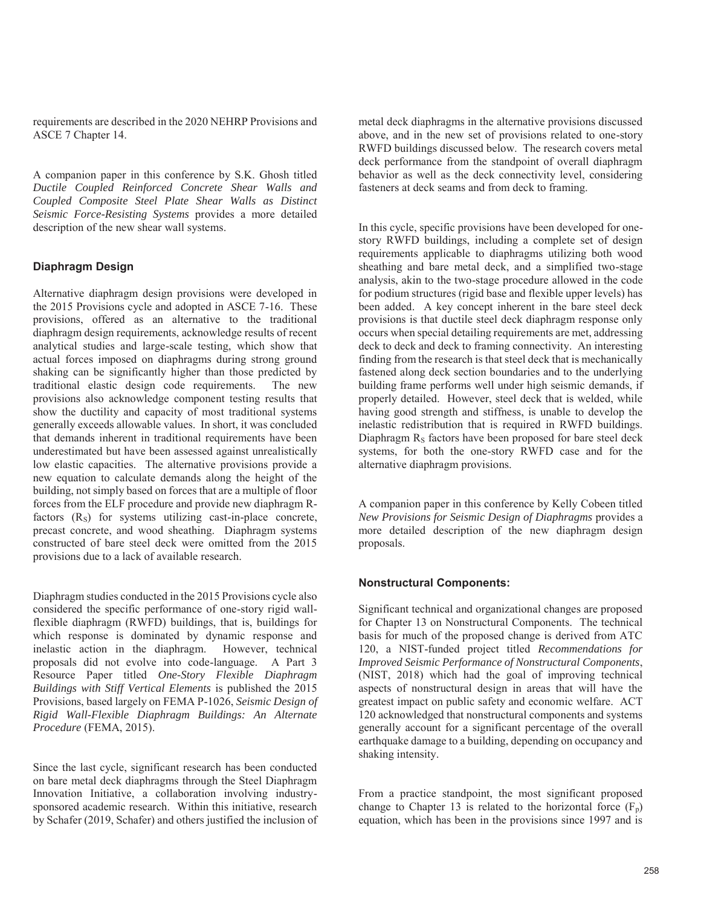requirements are described in the 2020 NEHRP Provisions and ASCE 7 Chapter 14.

A companion paper in this conference by S.K. Ghosh titled *Ductile Coupled Reinforced Concrete Shear Walls and Coupled Composite Steel Plate Shear Walls as Distinct Seismic Force-Resisting Systems* provides a more detailed description of the new shear wall systems.

### Diaphragm Design

Alternative diaphragm design provisions were developed in the 2015 Provisions cycle and adopted in ASCE 7-16. These provisions, offered as an alternative to the traditional diaphragm design requirements, acknowledge results of recent analytical studies and large-scale testing, which show that actual forces imposed on diaphragms during strong ground shaking can be significantly higher than those predicted by traditional elastic design code requirements. The new provisions also acknowledge component testing results that show the ductility and capacity of most traditional systems generally exceeds allowable values. In short, it was concluded that demands inherent in traditional requirements have been underestimated but have been assessed against unrealistically low elastic capacities. The alternative provisions provide a new equation to calculate demands along the height of the building, not simply based on forces that are a multiple of floor forces from the ELF procedure and provide new diaphragm R-factors ($R_S$) for systems utilizing cast-in-place concrete, precast concrete, and wood sheathing. Diaphragm systems constructed of bare steel deck were omitted from the 2015 provisions due to a lack of available research.

Diaphragm studies conducted in the 2015 Provisions cycle also considered the specific performance of one-story rigid wall-flexible diaphragm (RWFD) buildings, that is, buildings for which response is dominated by dynamic response and inelastic action in the diaphragm. However, technical proposals did not evolve into code-language. A Part 3 Resource Paper titled *One-Story Flexible Diaphragm Buildings with Stiff Vertical Elements* is published the 2015 Provisions, based largely on FEMA P-1026, *Seismic Design of Rigid Wall-Flexible Diaphragm Buildings: An Alternate Procedure* (FEMA, 2015).

Since the last cycle, significant research has been conducted on bare metal deck diaphragms through the Steel Diaphragm Innovation Initiative, a collaboration involving industry-sponsored academic research. Within this initiative, research by Schafer (2019, Schafer) and others justified the inclusion of metal deck diaphragms in the alternative provisions discussed above, and in the new set of provisions related to one-story RWFD buildings discussed below. The research covers metal deck performance from the standpoint of overall diaphragm behavior as well as the deck connectivity level, considering fasteners at deck seams and from deck to framing.

In this cycle, specific provisions have been developed for one-story RWFD buildings, including a complete set of design requirements applicable to diaphragms utilizing both wood sheathing and bare metal deck, and a simplified two-stage analysis, akin to the two-stage procedure allowed in the code for podium structures (rigid base and flexible upper levels) has been added. A key concept inherent in the bare steel deck provisions is that ductile steel deck diaphragm response only occurs when special detailing requirements are met, addressing deck to deck and deck to framing connectivity. An interesting finding from the research is that steel deck that is mechanically fastened along deck section boundaries and to the underlying building frame performs well under high seismic demands, if properly detailed. However, steel deck that is welded, while having good strength and stiffness, is unable to develop the inelastic redistribution that is required in RWFD buildings. Diaphragm $R_S$ factors have been proposed for bare steel deck systems, for both the one-story RWFD case and for the alternative diaphragm provisions.

A companion paper in this conference by Kelly Cobeen titled *New Provisions for Seismic Design of Diaphragms* provides a more detailed description of the new diaphragm design proposals.

### Nonstructural Components:

Significant technical and organizational changes are proposed for Chapter 13 on Nonstructural Components. The technical basis for much of the proposed change is derived from ATC 120, a NIST-funded project titled *Recommendations for Improved Seismic Performance of Nonstructural Components*, (NIST, 2018) which had the goal of improving technical aspects of nonstructural design in areas that will have the greatest impact on public safety and economic welfare. ACT 120 acknowledged that nonstructural components and systems generally account for a significant percentage of the overall earthquake damage to a building, depending on occupancy and shaking intensity.

From a practice standpoint, the most significant proposed change to Chapter 13 is related to the horizontal force ($F_p$) equation, which has been in the provisions since 1997 and is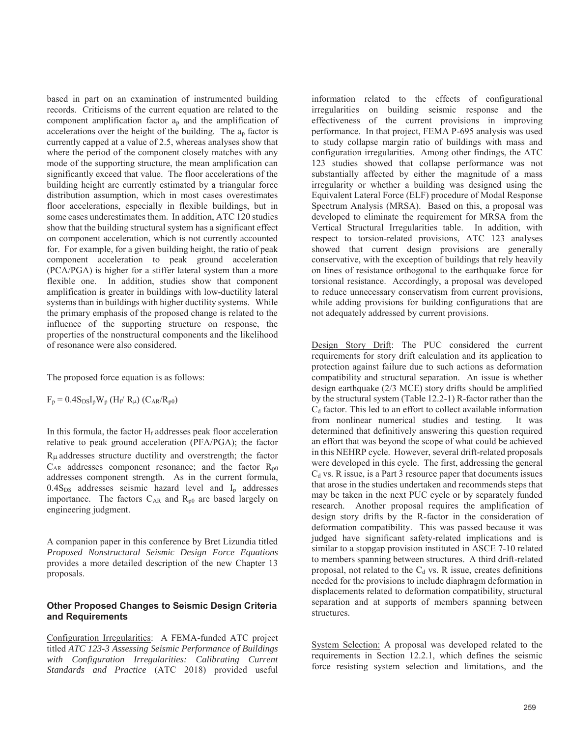based in part on an examination of instrumented building records. Criticisms of the current equation are related to the component amplification factor $a_p$ and the amplification of accelerations over the height of the building. The $a_p$ factor is currently capped at a value of 2.5, whereas analyses show that where the period of the component closely matches with any mode of the supporting structure, the mean amplification can significantly exceed that value. The floor accelerations of the building height are currently estimated by a triangular force distribution assumption, which in most cases overestimates floor accelerations, especially in flexible buildings, but in some cases underestimates them. In addition, ATC 120 studies show that the building structural system has a significant effect on component acceleration, which is not currently accounted for. For example, for a given building height, the ratio of peak component acceleration to peak ground acceleration (PCA/PGA) is higher for a stiffer lateral system than a more flexible one. In addition, studies show that component amplification is greater in buildings with low-ductility lateral systems than in buildings with higher ductility systems. While the primary emphasis of the proposed change is related to the influence of the supporting structure on response, the properties of the nonstructural components and the likelihood of resonance were also considered.

The proposed force equation is as follows:

$$F_p = 0.4S_{DS}I_pW_p\,(H_f/\,R_\mu)\,(C_{AR}/R_{p0})$$

In this formula, the factor $H_f$ addresses peak floor acceleration relative to peak ground acceleration (PFA/PGA); the factor $R_\mu$ addresses structure ductility and overstrength; the factor $C_{AR}$ addresses component resonance; and the factor $R_{p0}$ addresses component strength. As in the current formula, $0.4S_{DS}$ addresses seismic hazard level and $I_p$ addresses importance. The factors $C_{AR}$ and $R_{p0}$ are based largely on engineering judgment.

A companion paper in this conference by Bret Lizundia titled *Proposed Nonstructural Seismic Design Force Equations* provides a more detailed description of the new Chapter 13 proposals.

### Other Proposed Changes to Seismic Design Criteria and Requirements

Configuration Irregularities: A FEMA-funded ATC project titled *ATC 123-3 Assessing Seismic Performance of Buildings with Configuration Irregularities: Calibrating Current Standards and Practice* (ATC 2018) provided useful information related to the effects of configurational irregularities on building seismic response and the effectiveness of the current provisions in improving performance. In that project, FEMA P-695 analysis was used to study collapse margin ratio of buildings with mass and configuration irregularities. Among other findings, the ATC 123 studies showed that collapse performance was not substantially affected by either the magnitude of a mass irregularity or whether a building was designed using the Equivalent Lateral Force (ELF) procedure of Modal Response Spectrum Analysis (MRSA). Based on this, a proposal was developed to eliminate the requirement for MRSA from the Vertical Structural Irregularities table. In addition, with respect to torsion-related provisions, ATC 123 analyses showed that current design provisions are generally conservative, with the exception of buildings that rely heavily on lines of resistance orthogonal to the earthquake force for torsional resistance. Accordingly, a proposal was developed to reduce unnecessary conservatism from current provisions, while adding provisions for building configurations that are not adequately addressed by current provisions.

Design Story Drift: The PUC considered the current requirements for story drift calculation and its application to protection against failure due to such actions as deformation compatibility and structural separation. An issue is whether design earthquake (2/3 MCE) story drifts should be amplified by the structural system (Table 12.2-1) R-factor rather than the $C_d$ factor. This led to an effort to collect available information from nonlinear numerical studies and testing. It was determined that definitively answering this question required an effort that was beyond the scope of what could be achieved in this NEHRP cycle. However, several drift-related proposals were developed in this cycle. The first, addressing the general $C_d$ vs. R issue, is a Part 3 resource paper that documents issues that arose in the studies undertaken and recommends steps that may be taken in the next PUC cycle or by separately funded research. Another proposal requires the amplification of design story drifts by the R-factor in the consideration of deformation compatibility. This was passed because it was judged have significant safety-related implications and is similar to a stopgap provision instituted in ASCE 7-10 related to members spanning between structures. A third drift-related proposal, not related to the $C_d$ vs. R issue, creates definitions needed for the provisions to include diaphragm deformation in displacements related to deformation compatibility, structural separation and at supports of members spanning between structures.

System Selection: A proposal was developed related to the requirements in Section 12.2.1, which defines the seismic force resisting system selection and limitations, and the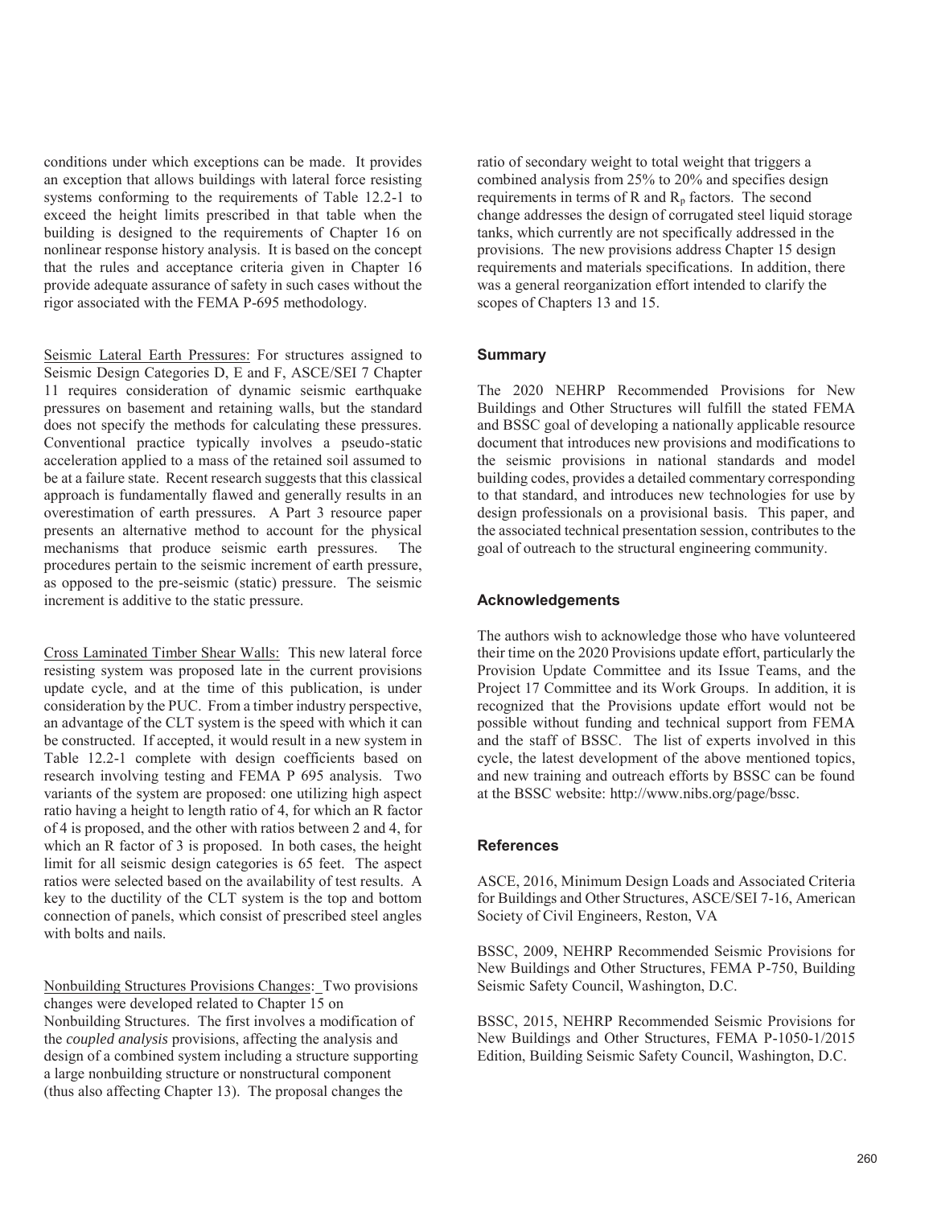conditions under which exceptions can be made. It provides an exception that allows buildings with lateral force resisting systems conforming to the requirements of Table 12.2-1 to exceed the height limits prescribed in that table when the building is designed to the requirements of Chapter 16 on nonlinear response history analysis. It is based on the concept that the rules and acceptance criteria given in Chapter 16 provide adequate assurance of safety in such cases without the rigor associated with the FEMA P-695 methodology.

Seismic Lateral Earth Pressures: For structures assigned to Seismic Design Categories D, E and F, ASCE/SEI 7 Chapter 11 requires consideration of dynamic seismic earthquake pressures on basement and retaining walls, but the standard does not specify the methods for calculating these pressures. Conventional practice typically involves a pseudo-static acceleration applied to a mass of the retained soil assumed to be at a failure state. Recent research suggests that this classical approach is fundamentally flawed and generally results in an overestimation of earth pressures. A Part 3 resource paper presents an alternative method to account for the physical mechanisms that produce seismic earth pressures. The procedures pertain to the seismic increment of earth pressure, as opposed to the pre-seismic (static) pressure. The seismic increment is additive to the static pressure.

Cross Laminated Timber Shear Walls: This new lateral force resisting system was proposed late in the current provisions update cycle, and at the time of this publication, is under consideration by the PUC. From a timber industry perspective, an advantage of the CLT system is the speed with which it can be constructed. If accepted, it would result in a new system in Table 12.2-1 complete with design coefficients based on research involving testing and FEMA P 695 analysis. Two variants of the system are proposed: one utilizing high aspect ratio having a height to length ratio of 4, for which an R factor of 4 is proposed, and the other with ratios between 2 and 4, for which an R factor of 3 is proposed. In both cases, the height limit for all seismic design categories is 65 feet. The aspect ratios were selected based on the availability of test results. A key to the ductility of the CLT system is the top and bottom connection of panels, which consist of prescribed steel angles with bolts and nails.

Nonbuilding Structures Provisions Changes: Two provisions changes were developed related to Chapter 15 on Nonbuilding Structures. The first involves a modification of the *coupled analysis* provisions, affecting the analysis and design of a combined system including a structure supporting a large nonbuilding structure or nonstructural component (thus also affecting Chapter 13). The proposal changes the ratio of secondary weight to total weight that triggers a combined analysis from 25% to 20% and specifies design requirements in terms of R and $R_p$ factors. The second change addresses the design of corrugated steel liquid storage tanks, which currently are not specifically addressed in the provisions. The new provisions address Chapter 15 design requirements and materials specifications. In addition, there was a general reorganization effort intended to clarify the scopes of Chapters 13 and 15.

## Summary

The 2020 NEHRP Recommended Provisions for New Buildings and Other Structures will fulfill the stated FEMA and BSSC goal of developing a nationally applicable resource document that introduces new provisions and modifications to the seismic provisions in national standards and model building codes, provides a detailed commentary corresponding to that standard, and introduces new technologies for use by design professionals on a provisional basis. This paper, and the associated technical presentation session, contributes to the goal of outreach to the structural engineering community.

## Acknowledgements

The authors wish to acknowledge those who have volunteered their time on the 2020 Provisions update effort, particularly the Provision Update Committee and its Issue Teams, and the Project 17 Committee and its Work Groups. In addition, it is recognized that the Provisions update effort would not be possible without funding and technical support from FEMA and the staff of BSSC. The list of experts involved in this cycle, the latest development of the above mentioned topics, and new training and outreach efforts by BSSC can be found at the BSSC website: http://www.nibs.org/page/bssc.

## References

ASCE, 2016, Minimum Design Loads and Associated Criteria for Buildings and Other Structures, ASCE/SEI 7-16, American Society of Civil Engineers, Reston, VA

BSSC, 2009, NEHRP Recommended Seismic Provisions for New Buildings and Other Structures, FEMA P-750, Building Seismic Safety Council, Washington, D.C.

BSSC, 2015, NEHRP Recommended Seismic Provisions for New Buildings and Other Structures, FEMA P-1050-1/2015 Edition, Building Seismic Safety Council, Washington, D.C.